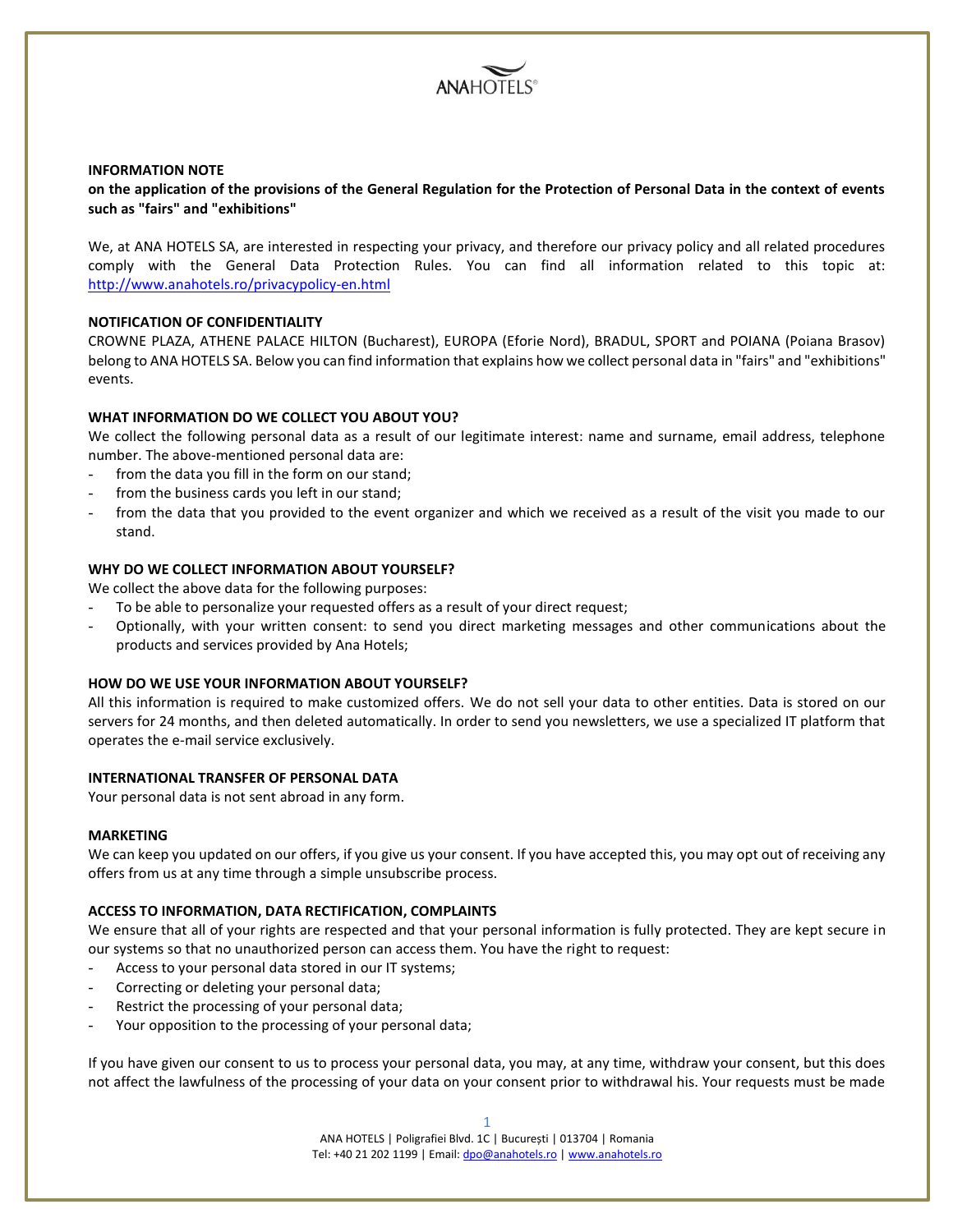ANAHOTELS®

**INFORMATION NOTE**

**on the application of the provisions of the General Regulation for the Protection of Personal Data in the context of events such as "fairs" and "exhibitions"**

We, at ANA HOTELS SA, are interested in respecting your privacy, and therefore our privacy policy and all related procedures comply with the General Data Protection Rules. You can find all information related to this topic at: http://www.anahotels.ro/privacypolicy-en.html

**NOTIFICATION OF CONFIDENTIALITY**

CROWNE PLAZA, ATHENE PALACE HILTON (Bucharest), EUROPA (Eforie Nord), BRADUL, SPORT and POIANA (Poiana Brasov) belong to ANA HOTELS SA. Below you can find information that explains how we collect personal data in "fairs" and "exhibitions" events.

**WHAT INFORMATION DO WE COLLECT YOU ABOUT YOU?**

We collect the following personal data as a result of our legitimate interest: name and surname, email address, telephone number. The above-mentioned personal data are:

- from the data you fill in the form on our stand;
- from the business cards you left in our stand;
- from the data that you provided to the event organizer and which we received as a result of the visit you made to our stand.

**WHY DO WE COLLECT INFORMATION ABOUT YOURSELF?**

We collect the above data for the following purposes:

- To be able to personalize your requested offers as a result of your direct request;
- Optionally, with your written consent: to send you direct marketing messages and other communications about the products and services provided by Ana Hotels;

**HOW DO WE USE YOUR INFORMATION ABOUT YOURSELF?**

All this information is required to make customized offers. We do not sell your data to other entities. Data is stored on our servers for 24 months, and then deleted automatically. In order to send you newsletters, we use a specialized IT platform that operates the e-mail service exclusively.

**INTERNATIONAL TRANSFER OF PERSONAL DATA**

Your personal data is not sent abroad in any form.

**MARKETING**

We can keep you updated on our offers, if you give us your consent. If you have accepted this, you may opt out of receiving any offers from us at any time through a simple unsubscribe process.

**ACCESS TO INFORMATION, DATA RECTIFICATION, COMPLAINTS**

We ensure that all of your rights are respected and that your personal information is fully protected. They are kept secure in our systems so that no unauthorized person can access them. You have the right to request:

- Access to your personal data stored in our IT systems;
- Correcting or deleting your personal data;
- Restrict the processing of your personal data;
- Your opposition to the processing of your personal data;

If you have given our consent to us to process your personal data, you may, at any time, withdraw your consent, but this does not affect the lawfulness of the processing of your data on your consent prior to withdrawal his. Your requests must be made

ANA HOTELS | Poligrafiei Blvd. 1C | București | 013704 | Romania
Tel: +40 21 202 1199 | Email: dpo@anahotels.ro | www.anahotels.ro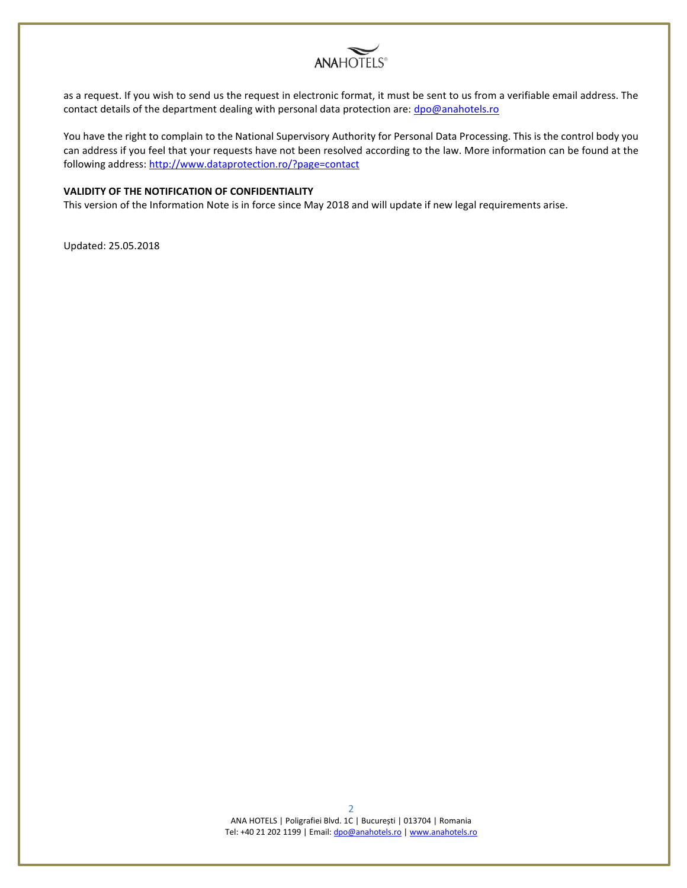as a request. If you wish to send us the request in electronic format, it must be sent to us from a verifiable email address. The contact details of the department dealing with personal data protection are: dpo@anahotels.ro

You have the right to complain to the National Supervisory Authority for Personal Data Processing. This is the control body you can address if you feel that your requests have not been resolved according to the law. More information can be found at the following address: http://www.dataprotection.ro/?page=contact

**VALIDITY OF THE NOTIFICATION OF CONFIDENTIALITY**

This version of the Information Note is in force since May 2018 and will update if new legal requirements arise.

Updated: 25.05.2018